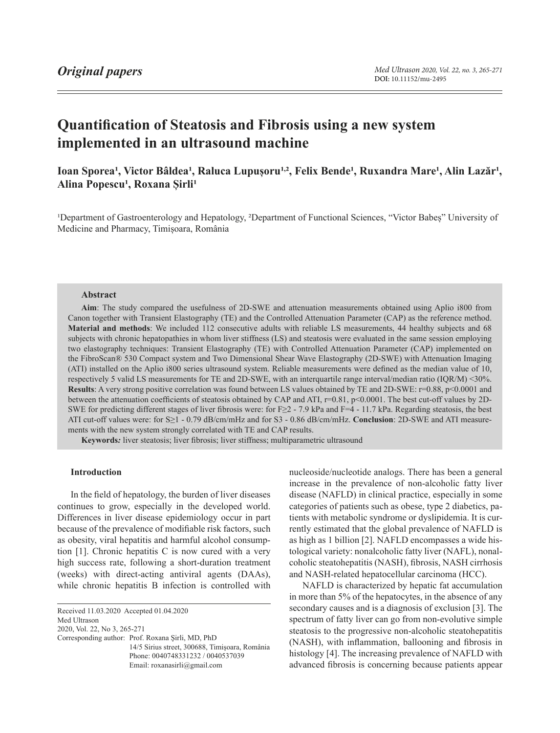*Original papers*

DOI: 10.11152/mu-2495

# Quantification of Steatosis and Fibrosis using a new system implemented in an ultrasound machine

**Ioan Sporea[1], Victor Bâldea[1], Raluca Lupușoru[1,2], Felix Bende[1], Ruxandra Mare[1], Alin Lazăr[1], Alina Popescu[1], Roxana Șirli[1]**

[1]Department of Gastroenterology and Hepatology, [2]Department of Functional Sciences, "Victor Babeș" University of Medicine and Pharmacy, Timișoara, România

### Abstract

**Aim**: The study compared the usefulness of 2D-SWE and attenuation measurements obtained using Aplio i800 from Canon together with Transient Elastography (TE) and the Controlled Attenuation Parameter (CAP) as the reference method. **Material and methods**: We included 112 consecutive adults with reliable LS measurements, 44 healthy subjects and 68 subjects with chronic hepatopathies in whom liver stiffness (LS) and steatosis were evaluated in the same session employing two elastography techniques: Transient Elastography (TE) with Controlled Attenuation Parameter (CAP) implemented on the FibroScan® 530 Compact system and Two Dimensional Shear Wave Elastography (2D-SWE) with Attenuation Imaging (ATI) installed on the Aplio i800 series ultrasound system. Reliable measurements were defined as the median value of 10, respectively 5 valid LS measurements for TE and 2D-SWE, with an interquartile range interval/median ratio (IQR/M) <30%. **Results**: A very strong positive correlation was found between LS values obtained by TE and 2D-SWE: r=0.88, p<0.0001 and between the attenuation coefficients of steatosis obtained by CAP and ATI, r=0.81, p<0.0001. The best cut-off values by 2D-SWE for predicting different stages of liver fibrosis were: for F≥2 - 7.9 kPa and F=4 - 11.7 kPa. Regarding steatosis, the best ATI cut-off values were: for S≥1 - 0.79 dB/cm/mHz and for S3 - 0.86 dB/cm/mHz. **Conclusion**: 2D-SWE and ATI measurements with the new system strongly correlated with TE and CAP results.

**Keywords***:* liver steatosis; liver fibrosis; liver stiffness; multiparametric ultrasound

## Introduction

In the field of hepatology, the burden of liver diseases continues to grow, especially in the developed world. Differences in liver disease epidemiology occur in part because of the prevalence of modifiable risk factors, such as obesity, viral hepatitis and harmful alcohol consumption [1]. Chronic hepatitis C is now cured with a very high success rate, following a short-duration treatment (weeks) with direct-acting antiviral agents (DAAs), while chronic hepatitis B infection is controlled with nucleoside/nucleotide analogs. There has been a general increase in the prevalence of non-alcoholic fatty liver disease (NAFLD) in clinical practice, especially in some categories of patients such as obese, type 2 diabetics, patients with metabolic syndrome or dyslipidemia. It is currently estimated that the global prevalence of NAFLD is as high as 1 billion [2]. NAFLD encompasses a wide histological variety: nonalcoholic fatty liver (NAFL), nonalcoholic steatohepatitis (NASH), fibrosis, NASH cirrhosis and NASH-related hepatocellular carcinoma (HCC).

NAFLD is characterized by hepatic fat accumulation in more than 5% of the hepatocytes, in the absence of any secondary causes and is a diagnosis of exclusion [3]. The spectrum of fatty liver can go from non-evolutive simple steatosis to the progressive non-alcoholic steatohepatitis (NASH), with inflammation, ballooning and fibrosis in histology [4]. The increasing prevalence of NAFLD with advanced fibrosis is concerning because patients appear

Received 11.03.2020 Accepted 01.04.2020
Med Ultrason
2020, Vol. 22, No 3, 265-271
Corresponding author: Prof. Roxana Șirli, MD, PhD
14/5 Sirius street, 300688, Timişoara, România
Phone: 0040748331232 / 0040537039
Email: roxanasirli@gmail.com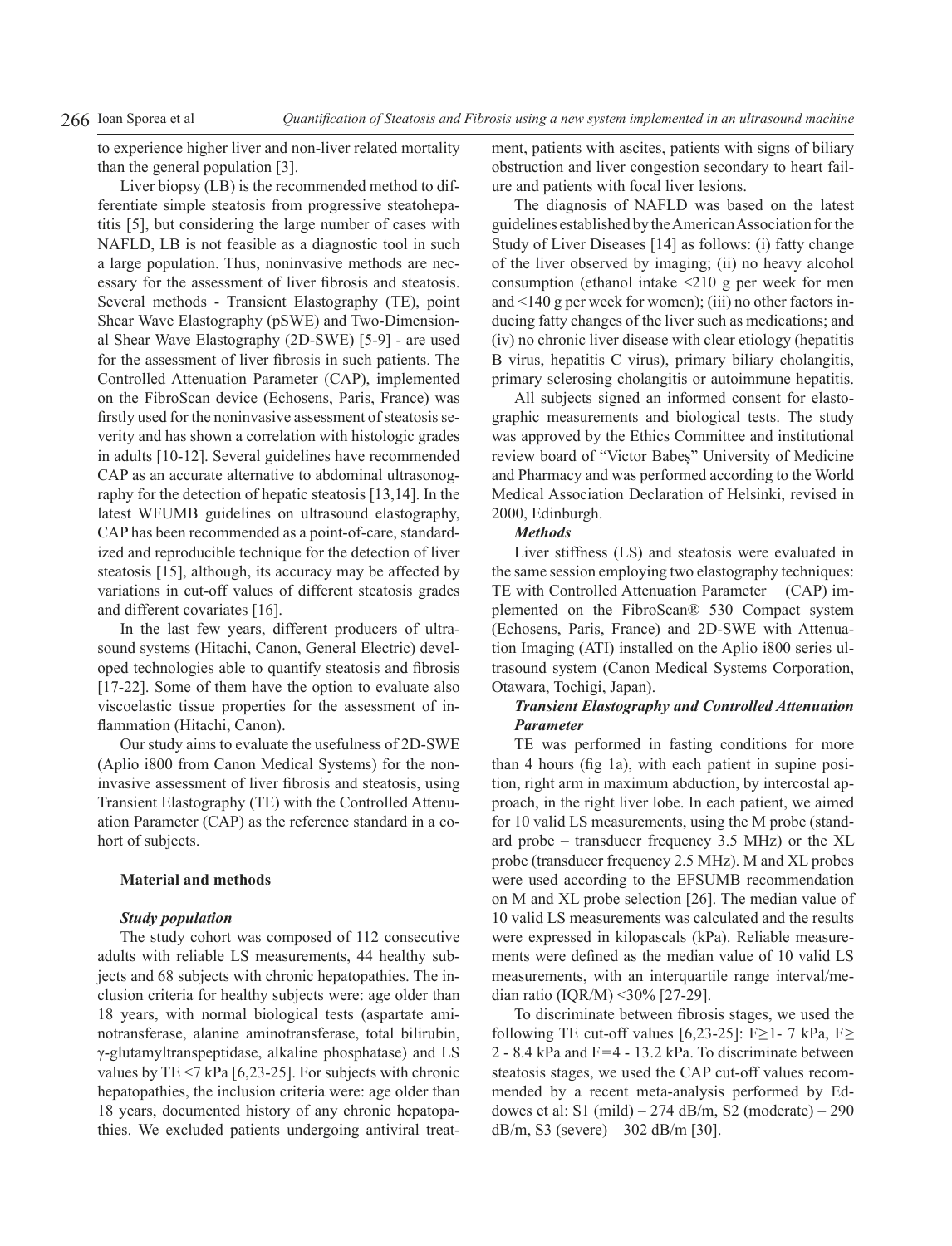to experience higher liver and non-liver related mortality than the general population [3].

Liver biopsy (LB) is the recommended method to differentiate simple steatosis from progressive steatohepatitis [5], but considering the large number of cases with NAFLD, LB is not feasible as a diagnostic tool in such a large population. Thus, noninvasive methods are necessary for the assessment of liver fibrosis and steatosis. Several methods - Transient Elastography (TE), point Shear Wave Elastography (pSWE) and Two-Dimensional Shear Wave Elastography (2D-SWE) [5-9] - are used for the assessment of liver fibrosis in such patients. The Controlled Attenuation Parameter (CAP), implemented on the FibroScan device (Echosens, Paris, France) was firstly used for the noninvasive assessment of steatosis severity and has shown a correlation with histologic grades in adults [10-12]. Several guidelines have recommended CAP as an accurate alternative to abdominal ultrasonography for the detection of hepatic steatosis [13,14]. In the latest WFUMB guidelines on ultrasound elastography, CAP has been recommended as a point-of-care, standardized and reproducible technique for the detection of liver steatosis [15], although, its accuracy may be affected by variations in cut-off values of different steatosis grades and different covariates [16].

In the last few years, different producers of ultrasound systems (Hitachi, Canon, General Electric) developed technologies able to quantify steatosis and fibrosis [17-22]. Some of them have the option to evaluate also viscoelastic tissue properties for the assessment of inflammation (Hitachi, Canon).

Our study aims to evaluate the usefulness of 2D-SWE (Aplio i800 from Canon Medical Systems) for the noninvasive assessment of liver fibrosis and steatosis, using Transient Elastography (TE) with the Controlled Attenuation Parameter (CAP) as the reference standard in a cohort of subjects.

## Material and methods

### *Study population*

The study cohort was composed of 112 consecutive adults with reliable LS measurements, 44 healthy subjects and 68 subjects with chronic hepatopathies. The inclusion criteria for healthy subjects were: age older than 18 years, with normal biological tests (aspartate aminotransferase, alanine aminotransferase, total bilirubin, γ-glutamyltranspeptidase, alkaline phosphatase) and LS values by TE <7 kPa [6,23-25]. For subjects with chronic hepatopathies, the inclusion criteria were: age older than 18 years, documented history of any chronic hepatopathies. We excluded patients undergoing antiviral treatment, patients with ascites, patients with signs of biliary obstruction and liver congestion secondary to heart failure and patients with focal liver lesions.

The diagnosis of NAFLD was based on the latest guidelines established by the American Association for the Study of Liver Diseases [14] as follows: (i) fatty change of the liver observed by imaging; (ii) no heavy alcohol consumption (ethanol intake <210 g per week for men and <140 g per week for women); (iii) no other factors inducing fatty changes of the liver such as medications; and (iv) no chronic liver disease with clear etiology (hepatitis B virus, hepatitis C virus), primary biliary cholangitis, primary sclerosing cholangitis or autoimmune hepatitis.

All subjects signed an informed consent for elastographic measurements and biological tests. The study was approved by the Ethics Committee and institutional review board of "Victor Babeş" University of Medicine and Pharmacy and was performed according to the World Medical Association Declaration of Helsinki, revised in 2000, Edinburgh.

### *Methods*

Liver stiffness (LS) and steatosis were evaluated in the same session employing two elastography techniques: TE with Controlled Attenuation Parameter (CAP) implemented on the FibroScan® 530 Compact system (Echosens, Paris, France) and 2D-SWE with Attenuation Imaging (ATI) installed on the Aplio i800 series ultrasound system (Canon Medical Systems Corporation, Otawara, Tochigi, Japan).

### *Transient Elastography and Controlled Attenuation Parameter*

TE was performed in fasting conditions for more than 4 hours (fig 1a), with each patient in supine position, right arm in maximum abduction, by intercostal approach, in the right liver lobe. In each patient, we aimed for 10 valid LS measurements, using the M probe (standard probe – transducer frequency 3.5 MHz) or the XL probe (transducer frequency 2.5 MHz). M and XL probes were used according to the EFSUMB recommendation on M and XL probe selection [26]. The median value of 10 valid LS measurements was calculated and the results were expressed in kilopascals (kPa). Reliable measurements were defined as the median value of 10 valid LS measurements, with an interquartile range interval/median ratio (IQR/M) <30% [27-29].

To discriminate between fibrosis stages, we used the following TE cut-off values [6,23-25]: F≥1- 7 kPa, F≥ 2 - 8.4 kPa and F=4 - 13.2 kPa. To discriminate between steatosis stages, we used the CAP cut-off values recommended by a recent meta-analysis performed by Eddowes et al: S1 (mild) – 274 dB/m, S2 (moderate) – 290 dB/m, S3 (severe) – 302 dB/m [30].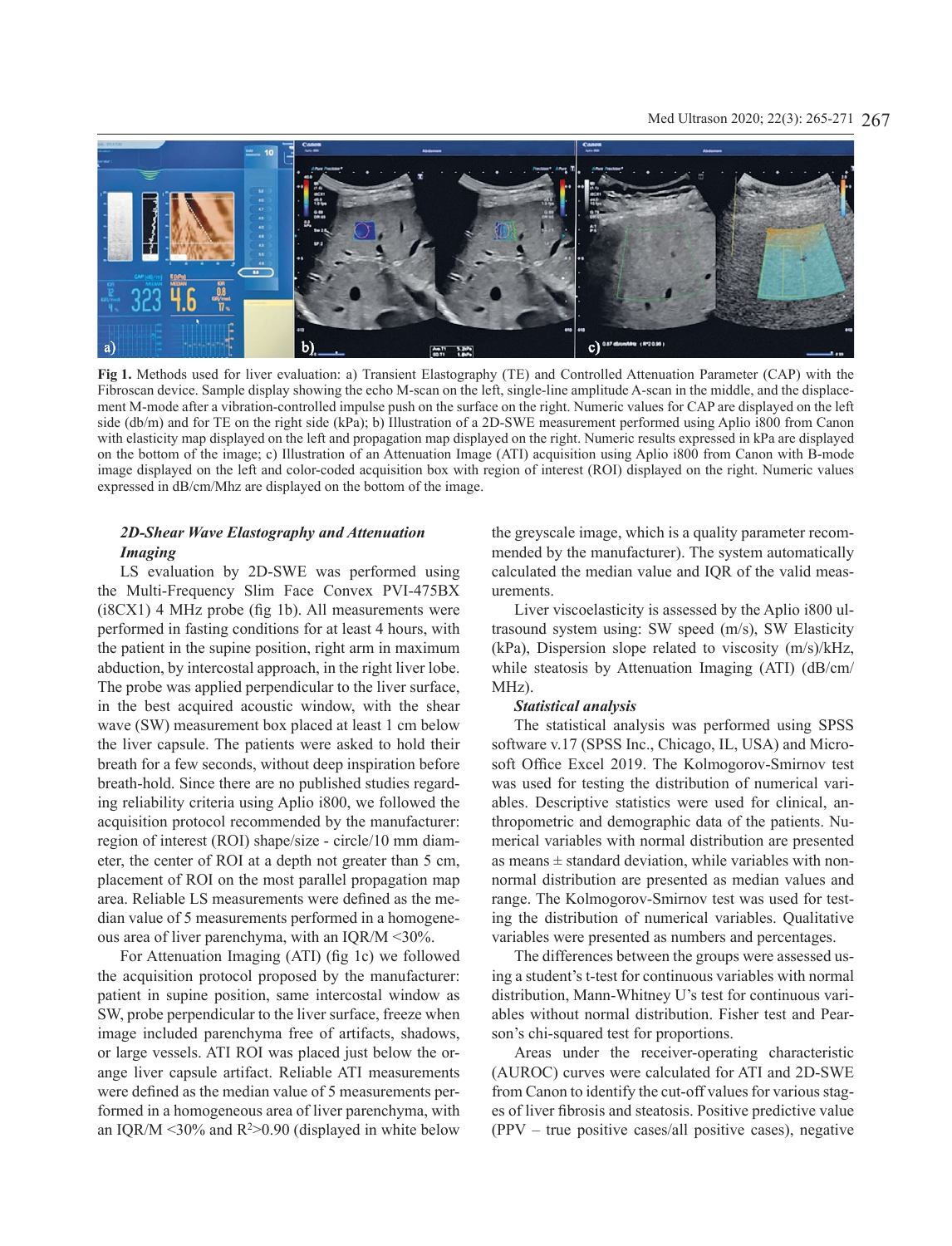Fig 1. Methods used for liver evaluation: a) Transient Elastography (TE) and Controlled Attenuation Parameter (CAP) with the Fibroscan device. Sample display showing the echo M-scan on the left, single-line amplitude A-scan in the middle, and the displacement M-mode after a vibration-controlled impulse push on the surface on the right. Numeric values for CAP are displayed on the left side (db/m) and for TE on the right side (kPa); b) Illustration of a 2D-SWE measurement performed using Aplio i800 from Canon with elasticity map displayed on the left and propagation map displayed on the right. Numeric results expressed in kPa are displayed on the bottom of the image; c) Illustration of an Attenuation Image (ATI) acquisition using Aplio i800 from Canon with B-mode image displayed on the left and color-coded acquisition box with region of interest (ROI) displayed on the right. Numeric values expressed in dB/cm/Mhz are displayed on the bottom of the image.

### *2D-Shear Wave Elastography and Attenuation Imaging*

LS evaluation by 2D-SWE was performed using the Multi-Frequency Slim Face Convex PVI-475BX (i8CX1) 4 MHz probe (fig 1b). All measurements were performed in fasting conditions for at least 4 hours, with the patient in the supine position, right arm in maximum abduction, by intercostal approach, in the right liver lobe. The probe was applied perpendicular to the liver surface, in the best acquired acoustic window, with the shear wave (SW) measurement box placed at least 1 cm below the liver capsule. The patients were asked to hold their breath for a few seconds, without deep inspiration before breath-hold. Since there are no published studies regarding reliability criteria using Aplio i800, we followed the acquisition protocol recommended by the manufacturer: region of interest (ROI) shape/size - circle/10 mm diameter, the center of ROI at a depth not greater than 5 cm, placement of ROI on the most parallel propagation map area. Reliable LS measurements were defined as the median value of 5 measurements performed in a homogeneous area of liver parenchyma, with an IQR/M <30%.

For Attenuation Imaging (ATI) (fig 1c) we followed the acquisition protocol proposed by the manufacturer: patient in supine position, same intercostal window as SW, probe perpendicular to the liver surface, freeze when image included parenchyma free of artifacts, shadows, or large vessels. ATI ROI was placed just below the orange liver capsule artifact. Reliable ATI measurements were defined as the median value of 5 measurements performed in a homogeneous area of liver parenchyma, with an IQR/M <30% and $R^2$>0.90 (displayed in white below the greyscale image, which is a quality parameter recommended by the manufacturer). The system automatically calculated the median value and IQR of the valid measurements.

Liver viscoelasticity is assessed by the Aplio i800 ultrasound system using: SW speed (m/s), SW Elasticity (kPa), Dispersion slope related to viscosity (m/s)/kHz, while steatosis by Attenuation Imaging (ATI) (dB/cm/MHz).

### *Statistical analysis*

The statistical analysis was performed using SPSS software v.17 (SPSS Inc., Chicago, IL, USA) and Microsoft Office Excel 2019. The Kolmogorov-Smirnov test was used for testing the distribution of numerical variables. Descriptive statistics were used for clinical, anthropometric and demographic data of the patients. Numerical variables with normal distribution are presented as means ± standard deviation, while variables with non-normal distribution are presented as median values and range. The Kolmogorov-Smirnov test was used for testing the distribution of numerical variables. Qualitative variables were presented as numbers and percentages.

The differences between the groups were assessed using a student's t-test for continuous variables with normal distribution, Mann-Whitney U's test for continuous variables without normal distribution. Fisher test and Pearson's chi-squared test for proportions.

Areas under the receiver-operating characteristic (AUROC) curves were calculated for ATI and 2D-SWE from Canon to identify the cut-off values for various stages of liver fibrosis and steatosis. Positive predictive value (PPV – true positive cases/all positive cases), negative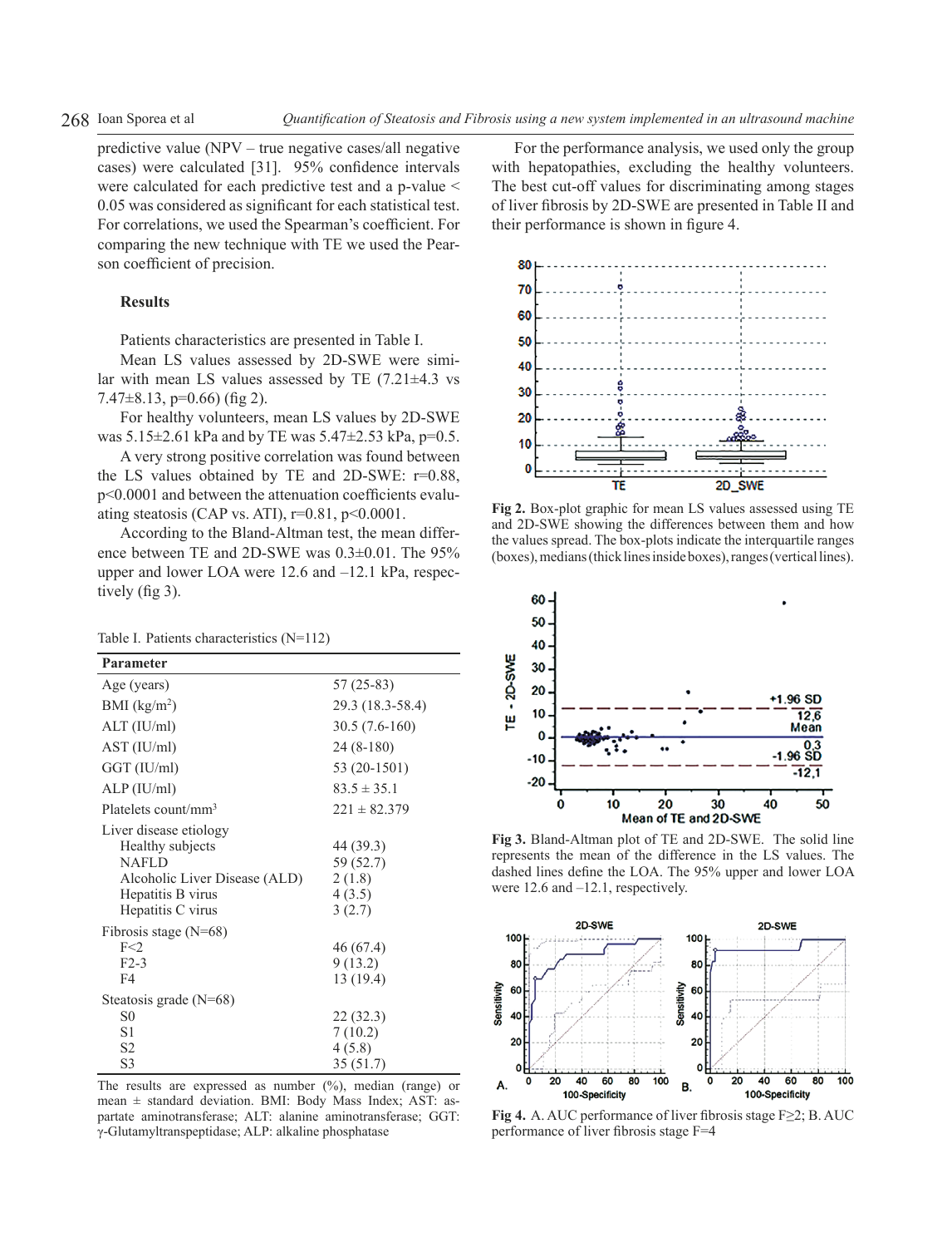predictive value (NPV – true negative cases/all negative cases) were calculated [31]. 95% confidence intervals were calculated for each predictive test and a p-value < 0.05 was considered as significant for each statistical test. For correlations, we used the Spearman's coefficient. For comparing the new technique with TE we used the Pearson coefficient of precision.

## Results

Patients characteristics are presented in Table I.

Mean LS values assessed by 2D-SWE were similar with mean LS values assessed by TE (7.21±4.3 vs 7.47±8.13, p=0.66) (fig 2).

For healthy volunteers, mean LS values by 2D-SWE was 5.15±2.61 kPa and by TE was 5.47±2.53 kPa, p=0.5.

A very strong positive correlation was found between the LS values obtained by TE and 2D-SWE: r=0.88, p<0.0001 and between the attenuation coefficients evaluating steatosis (CAP vs. ATI), r=0.81, p<0.0001.

According to the Bland-Altman test, the mean difference between TE and 2D-SWE was 0.3±0.01. The 95% upper and lower LOA were 12.6 and –12.1 kPa, respectively (fig 3).

Table I. Patients characteristics (N=112)

| Parameter | |
|---|---|
| Age (years) | 57 (25-83) |
| BMI (kg/m$^2$) | 29.3 (18.3-58.4) |
| ALT (IU/ml) | 30.5 (7.6-160) |
| AST (IU/ml) | 24 (8-180) |
| GGT (IU/ml) | 53 (20-1501) |
| ALP (IU/ml) | 83.5 ± 35.1 |
| Platelets count/mm$^3$ | 221 ± 82.379 |
| Liver disease etiology | |
| Healthy subjects | 44 (39.3) |
| NAFLD | 59 (52.7) |
| Alcoholic Liver Disease (ALD) | 2 (1.8) |
| Hepatitis B virus | 4 (3.5) |
| Hepatitis C virus | 3 (2.7) |
| Fibrosis stage (N=68) | |
| F<2 | 46 (67.4) |
| F2-3 | 9 (13.2) |
| F4 | 13 (19.4) |
| Steatosis grade (N=68) | |
| S0 | 22 (32.3) |
| S1 | 7 (10.2) |
| S2 | 4 (5.8) |
| S3 | 35 (51.7) |

The results are expressed as number (%), median (range) or mean ± standard deviation. BMI: Body Mass Index; AST: aspartate aminotransferase; ALT: alanine aminotransferase; GGT: γ-Glutamyltranspeptidase; ALP: alkaline phosphatase

For the performance analysis, we used only the group with hepatopathies, excluding the healthy volunteers. The best cut-off values for discriminating among stages of liver fibrosis by 2D-SWE are presented in Table II and their performance is shown in figure 4.

**Fig 2.** Box-plot graphic for mean LS values assessed using TE and 2D-SWE showing the differences between them and how the values spread. The box-plots indicate the interquartile ranges (boxes), medians (thick lines inside boxes), ranges (vertical lines).

**Fig 3.** Bland-Altman plot of TE and 2D-SWE. The solid line represents the mean of the difference in the LS values. The dashed lines define the LOA. The 95% upper and lower LOA were 12.6 and –12.1, respectively.

**Fig 4.** A. AUC performance of liver fibrosis stage F≥2; B. AUC performance of liver fibrosis stage F=4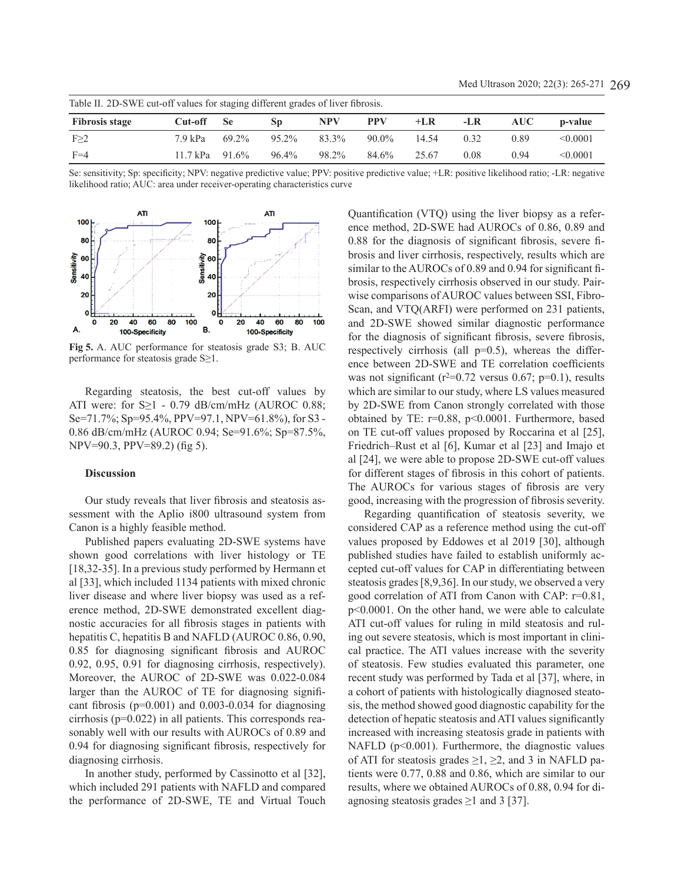Table II. 2D-SWE cut-off values for staging different grades of liver fibrosis.

| Fibrosis stage | Cut-off | Se | Sp | NPV | PPV | +LR | -LR | AUC | p-value |
|---|---|---|---|---|---|---|---|---|---|
| F≥2 | 7.9 kPa | 69.2% | 95.2% | 83.3% | 90.0% | 14.54 | 0.32 | 0.89 | <0.0001 |
| F=4 | 11.7 kPa | 91.6% | 96.4% | 98.2% | 84.6% | 25.67 | 0.08 | 0.94 | <0.0001 |

Se: sensitivity; Sp: specificity; NPV: negative predictive value; PPV: positive predictive value; +LR: positive likelihood ratio; -LR: negative likelihood ratio; AUC: area under receiver-operating characteristics curve

**Fig 5.** A. AUC performance for steatosis grade S3; B. AUC performance for steatosis grade S≥1.

Regarding steatosis, the best cut-off values by ATI were: for S≥1 - 0.79 dB/cm/mHz (AUROC 0.88; Se=71.7%; Sp=95.4%, PPV=97.1, NPV=61.8%), for S3 - 0.86 dB/cm/mHz (AUROC 0.94; Se=91.6%; Sp=87.5%, NPV=90.3, PPV=89.2) (fig 5).

## Discussion

Our study reveals that liver fibrosis and steatosis assessment with the Aplio i800 ultrasound system from Canon is a highly feasible method.

Published papers evaluating 2D-SWE systems have shown good correlations with liver histology or TE [18,32-35]. In a previous study performed by Hermann et al [33], which included 1134 patients with mixed chronic liver disease and where liver biopsy was used as a reference method, 2D-SWE demonstrated excellent diagnostic accuracies for all fibrosis stages in patients with hepatitis C, hepatitis B and NAFLD (AUROC 0.86, 0.90, 0.85 for diagnosing significant fibrosis and AUROC 0.92, 0.95, 0.91 for diagnosing cirrhosis, respectively). Moreover, the AUROC of 2D-SWE was 0.022-0.084 larger than the AUROC of TE for diagnosing significant fibrosis (p=0.001) and 0.003-0.034 for diagnosing cirrhosis (p=0.022) in all patients. This corresponds reasonably well with our results with AUROCs of 0.89 and 0.94 for diagnosing significant fibrosis, respectively for diagnosing cirrhosis.

In another study, performed by Cassinotto et al [32], which included 291 patients with NAFLD and compared the performance of 2D-SWE, TE and Virtual Touch Quantification (VTQ) using the liver biopsy as a reference method, 2D-SWE had AUROCs of 0.86, 0.89 and 0.88 for the diagnosis of significant fibrosis, severe fibrosis and liver cirrhosis, respectively, results which are similar to the AUROCs of 0.89 and 0.94 for significant fibrosis, respectively cirrhosis observed in our study. Pairwise comparisons of AUROC values between SSI, FibroScan, and VTQ(ARFI) were performed on 231 patients, and 2D-SWE showed similar diagnostic performance for the diagnosis of significant fibrosis, severe fibrosis, respectively cirrhosis (all p=0.5), whereas the difference between 2D-SWE and TE correlation coefficients was not significant ($r^2$=0.72 versus 0.67; p=0.1), results which are similar to our study, where LS values measured by 2D-SWE from Canon strongly correlated with those obtained by TE: r=0.88, p<0.0001. Furthermore, based on TE cut-off values proposed by Roccarina et al [25], Friedrich–Rust et al [6], Kumar et al [23] and Imajo et al [24], we were able to propose 2D-SWE cut-off values for different stages of fibrosis in this cohort of patients. The AUROCs for various stages of fibrosis are very good, increasing with the progression of fibrosis severity.

Regarding quantification of steatosis severity, we considered CAP as a reference method using the cut-off values proposed by Eddowes et al 2019 [30], although published studies have failed to establish uniformly accepted cut-off values for CAP in differentiating between steatosis grades [8,9,36]. In our study, we observed a very good correlation of ATI from Canon with CAP: r=0.81, p<0.0001. On the other hand, we were able to calculate ATI cut-off values for ruling in mild steatosis and ruling out severe steatosis, which is most important in clinical practice. The ATI values increase with the severity of steatosis. Few studies evaluated this parameter, one recent study was performed by Tada et al [37], where, in a cohort of patients with histologically diagnosed steatosis, the method showed good diagnostic capability for the detection of hepatic steatosis and ATI values significantly increased with increasing steatosis grade in patients with NAFLD (p<0.001). Furthermore, the diagnostic values of ATI for steatosis grades ≥1, ≥2, and 3 in NAFLD patients were 0.77, 0.88 and 0.86, which are similar to our results, where we obtained AUROCs of 0.88, 0.94 for diagnosing steatosis grades ≥1 and 3 [37].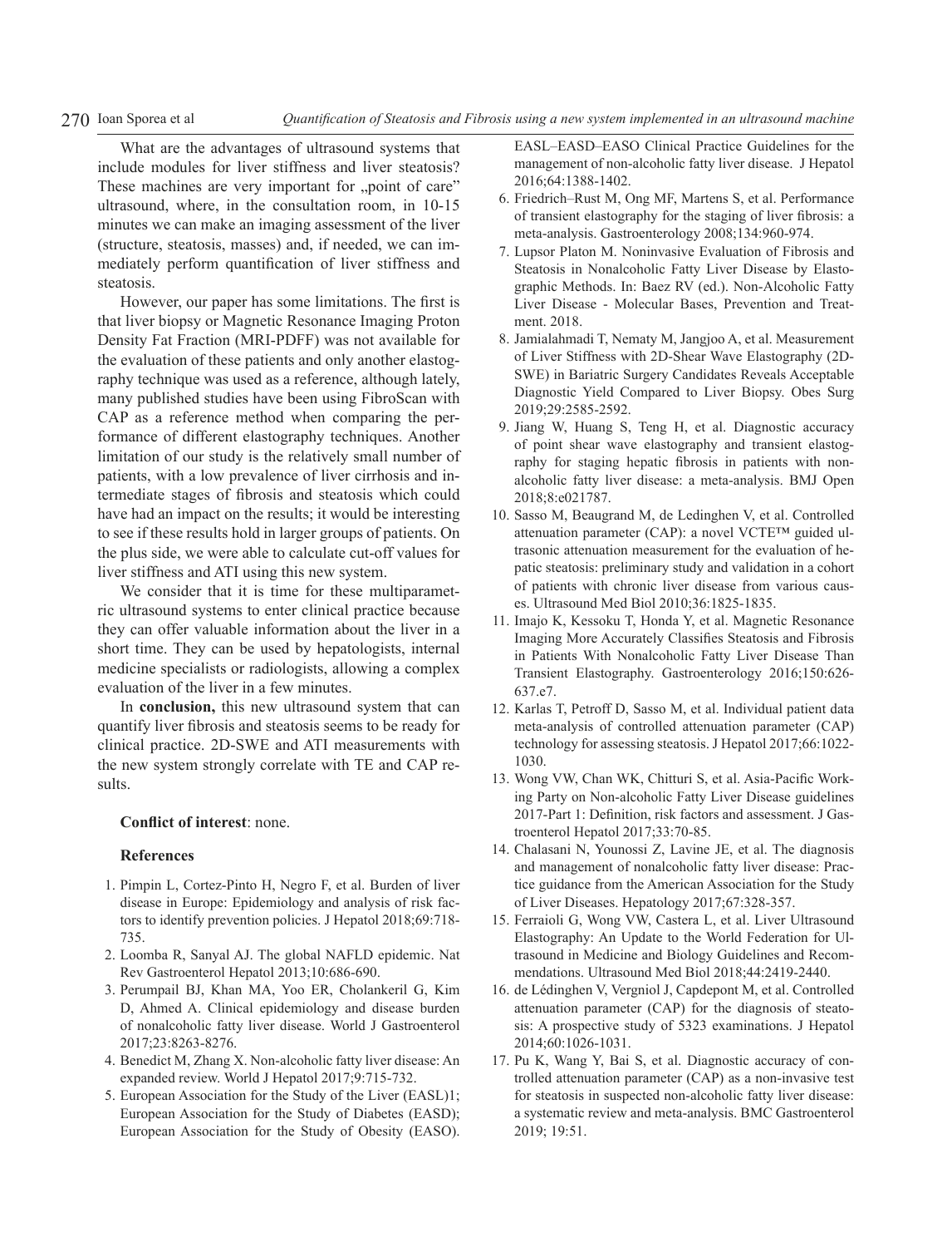What are the advantages of ultrasound systems that include modules for liver stiffness and liver steatosis? These machines are very important for „point of care" ultrasound, where, in the consultation room, in 10-15 minutes we can make an imaging assessment of the liver (structure, steatosis, masses) and, if needed, we can immediately perform quantification of liver stiffness and steatosis.

However, our paper has some limitations. The first is that liver biopsy or Magnetic Resonance Imaging Proton Density Fat Fraction (MRI-PDFF) was not available for the evaluation of these patients and only another elastography technique was used as a reference, although lately, many published studies have been using FibroScan with CAP as a reference method when comparing the performance of different elastography techniques. Another limitation of our study is the relatively small number of patients, with a low prevalence of liver cirrhosis and intermediate stages of fibrosis and steatosis which could have had an impact on the results; it would be interesting to see if these results hold in larger groups of patients. On the plus side, we were able to calculate cut-off values for liver stiffness and ATI using this new system.

We consider that it is time for these multiparametric ultrasound systems to enter clinical practice because they can offer valuable information about the liver in a short time. They can be used by hepatologists, internal medicine specialists or radiologists, allowing a complex evaluation of the liver in a few minutes.

In **conclusion,** this new ultrasound system that can quantify liver fibrosis and steatosis seems to be ready for clinical practice. 2D-SWE and ATI measurements with the new system strongly correlate with TE and CAP results.

**Conflict of interest**: none.

## References

1. Pimpin L, Cortez-Pinto H, Negro F, et al. Burden of liver disease in Europe: Epidemiology and analysis of risk factors to identify prevention policies. J Hepatol 2018;69:718-735.
2. Loomba R, Sanyal AJ. The global NAFLD epidemic. Nat Rev Gastroenterol Hepatol 2013;10:686-690.
3. Perumpail BJ, Khan MA, Yoo ER, Cholankeril G, Kim D, Ahmed A. Clinical epidemiology and disease burden of nonalcoholic fatty liver disease. World J Gastroenterol 2017;23:8263-8276.
4. Benedict M, Zhang X. Non-alcoholic fatty liver disease: An expanded review. World J Hepatol 2017;9:715-732.
5. European Association for the Study of the Liver (EASL)1; European Association for the Study of Diabetes (EASD); European Association for the Study of Obesity (EASO). EASL–EASD–EASO Clinical Practice Guidelines for the management of non-alcoholic fatty liver disease. J Hepatol 2016;64:1388-1402.
6. Friedrich–Rust M, Ong MF, Martens S, et al. Performance of transient elastography for the staging of liver fibrosis: a meta-analysis. Gastroenterology 2008;134:960-974.
7. Lupsor Platon M. Noninvasive Evaluation of Fibrosis and Steatosis in Nonalcoholic Fatty Liver Disease by Elastographic Methods. In: Baez RV (ed.). Non-Alcoholic Fatty Liver Disease - Molecular Bases, Prevention and Treatment. 2018.
8. Jamialahmadi T, Nematy M, Jangjoo A, et al. Measurement of Liver Stiffness with 2D-Shear Wave Elastography (2D-SWE) in Bariatric Surgery Candidates Reveals Acceptable Diagnostic Yield Compared to Liver Biopsy. Obes Surg 2019;29:2585-2592.
9. Jiang W, Huang S, Teng H, et al. Diagnostic accuracy of point shear wave elastography and transient elastography for staging hepatic fibrosis in patients with non-alcoholic fatty liver disease: a meta-analysis. BMJ Open 2018;8:e021787.
10. Sasso M, Beaugrand M, de Ledinghen V, et al. Controlled attenuation parameter (CAP): a novel VCTE™ guided ultrasonic attenuation measurement for the evaluation of hepatic steatosis: preliminary study and validation in a cohort of patients with chronic liver disease from various causes. Ultrasound Med Biol 2010;36:1825-1835.
11. Imajo K, Kessoku T, Honda Y, et al. Magnetic Resonance Imaging More Accurately Classifies Steatosis and Fibrosis in Patients With Nonalcoholic Fatty Liver Disease Than Transient Elastography. Gastroenterology 2016;150:626-637.e7.
12. Karlas T, Petroff D, Sasso M, et al. Individual patient data meta-analysis of controlled attenuation parameter (CAP) technology for assessing steatosis. J Hepatol 2017;66:1022-1030.
13. Wong VW, Chan WK, Chitturi S, et al. Asia-Pacific Working Party on Non-alcoholic Fatty Liver Disease guidelines 2017-Part 1: Definition, risk factors and assessment. J Gastroenterol Hepatol 2017;33:70-85.
14. Chalasani N, Younossi Z, Lavine JE, et al. The diagnosis and management of nonalcoholic fatty liver disease: Practice guidance from the American Association for the Study of Liver Diseases. Hepatology 2017;67:328-357.
15. Ferraioli G, Wong VW, Castera L, et al. Liver Ultrasound Elastography: An Update to the World Federation for Ultrasound in Medicine and Biology Guidelines and Recommendations. Ultrasound Med Biol 2018;44:2419-2440.
16. de Lédinghen V, Vergniol J, Capdepont M, et al. Controlled attenuation parameter (CAP) for the diagnosis of steatosis: A prospective study of 5323 examinations. J Hepatol 2014;60:1026-1031.
17. Pu K, Wang Y, Bai S, et al. Diagnostic accuracy of controlled attenuation parameter (CAP) as a non-invasive test for steatosis in suspected non-alcoholic fatty liver disease: a systematic review and meta-analysis. BMC Gastroenterol 2019; 19:51.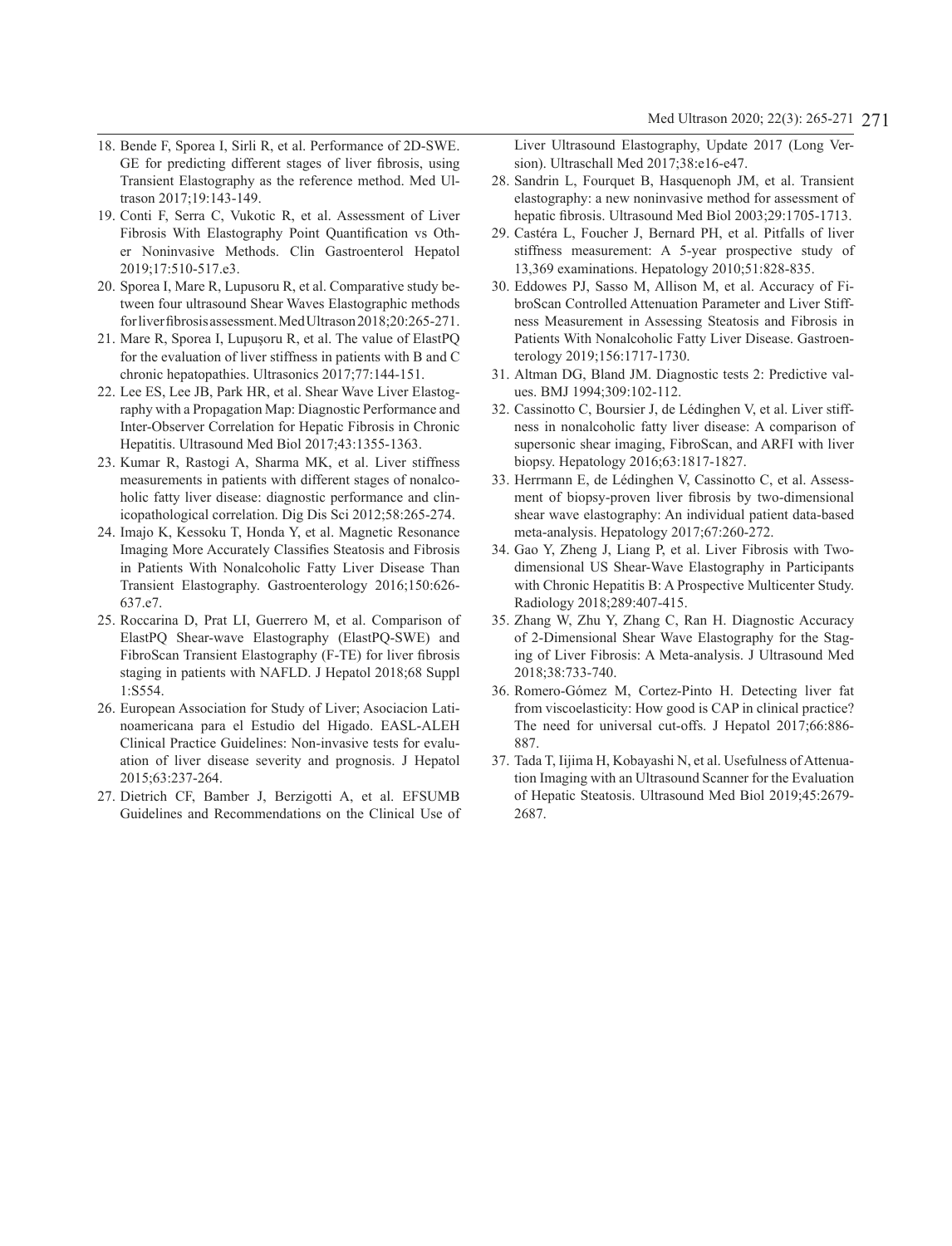18. Bende F, Sporea I, Sirli R, et al. Performance of 2D-SWE. GE for predicting different stages of liver fibrosis, using Transient Elastography as the reference method. Med Ultrason 2017;19:143-149.
19. Conti F, Serra C, Vukotic R, et al. Assessment of Liver Fibrosis With Elastography Point Quantification vs Other Noninvasive Methods. Clin Gastroenterol Hepatol 2019;17:510-517.e3.
20. Sporea I, Mare R, Lupusoru R, et al. Comparative study between four ultrasound Shear Waves Elastographic methods for liver fibrosis assessment. Med Ultrason 2018;20:265-271.
21. Mare R, Sporea I, Lupușoru R, et al. The value of ElastPQ for the evaluation of liver stiffness in patients with B and C chronic hepatopathies. Ultrasonics 2017;77:144-151.
22. Lee ES, Lee JB, Park HR, et al. Shear Wave Liver Elastography with a Propagation Map: Diagnostic Performance and Inter-Observer Correlation for Hepatic Fibrosis in Chronic Hepatitis. Ultrasound Med Biol 2017;43:1355-1363.
23. Kumar R, Rastogi A, Sharma MK, et al. Liver stiffness measurements in patients with different stages of nonalcoholic fatty liver disease: diagnostic performance and clinicopathological correlation. Dig Dis Sci 2012;58:265-274.
24. Imajo K, Kessoku T, Honda Y, et al. Magnetic Resonance Imaging More Accurately Classifies Steatosis and Fibrosis in Patients With Nonalcoholic Fatty Liver Disease Than Transient Elastography. Gastroenterology 2016;150:626-637.e7.
25. Roccarina D, Prat LI, Guerrero M, et al. Comparison of ElastPQ Shear-wave Elastography (ElastPQ-SWE) and FibroScan Transient Elastography (F-TE) for liver fibrosis staging in patients with NAFLD. J Hepatol 2018;68 Suppl 1:S554.
26. European Association for Study of Liver; Asociacion Latinoamericana para el Estudio del Higado. EASL-ALEH Clinical Practice Guidelines: Non-invasive tests for evaluation of liver disease severity and prognosis. J Hepatol 2015;63:237-264.
27. Dietrich CF, Bamber J, Berzigotti A, et al. EFSUMB Guidelines and Recommendations on the Clinical Use of Liver Ultrasound Elastography, Update 2017 (Long Version). Ultraschall Med 2017;38:e16-e47.
28. Sandrin L, Fourquet B, Hasquenoph JM, et al. Transient elastography: a new noninvasive method for assessment of hepatic fibrosis. Ultrasound Med Biol 2003;29:1705-1713.
29. Castéra L, Foucher J, Bernard PH, et al. Pitfalls of liver stiffness measurement: A 5-year prospective study of 13,369 examinations. Hepatology 2010;51:828-835.
30. Eddowes PJ, Sasso M, Allison M, et al. Accuracy of FibroScan Controlled Attenuation Parameter and Liver Stiffness Measurement in Assessing Steatosis and Fibrosis in Patients With Nonalcoholic Fatty Liver Disease. Gastroenterology 2019;156:1717-1730.
31. Altman DG, Bland JM. Diagnostic tests 2: Predictive values. BMJ 1994;309:102-112.
32. Cassinotto C, Boursier J, de Lédinghen V, et al. Liver stiffness in nonalcoholic fatty liver disease: A comparison of supersonic shear imaging, FibroScan, and ARFI with liver biopsy. Hepatology 2016;63:1817-1827.
33. Herrmann E, de Lédinghen V, Cassinotto C, et al. Assessment of biopsy-proven liver fibrosis by two-dimensional shear wave elastography: An individual patient data-based meta-analysis. Hepatology 2017;67:260-272.
34. Gao Y, Zheng J, Liang P, et al. Liver Fibrosis with Two-dimensional US Shear-Wave Elastography in Participants with Chronic Hepatitis B: A Prospective Multicenter Study. Radiology 2018;289:407-415.
35. Zhang W, Zhu Y, Zhang C, Ran H. Diagnostic Accuracy of 2-Dimensional Shear Wave Elastography for the Staging of Liver Fibrosis: A Meta-analysis. J Ultrasound Med 2018;38:733-740.
36. Romero-Gómez M, Cortez-Pinto H. Detecting liver fat from viscoelasticity: How good is CAP in clinical practice? The need for universal cut-offs. J Hepatol 2017;66:886-887.
37. Tada T, Iijima H, Kobayashi N, et al. Usefulness of Attenuation Imaging with an Ultrasound Scanner for the Evaluation of Hepatic Steatosis. Ultrasound Med Biol 2019;45:2679-2687.